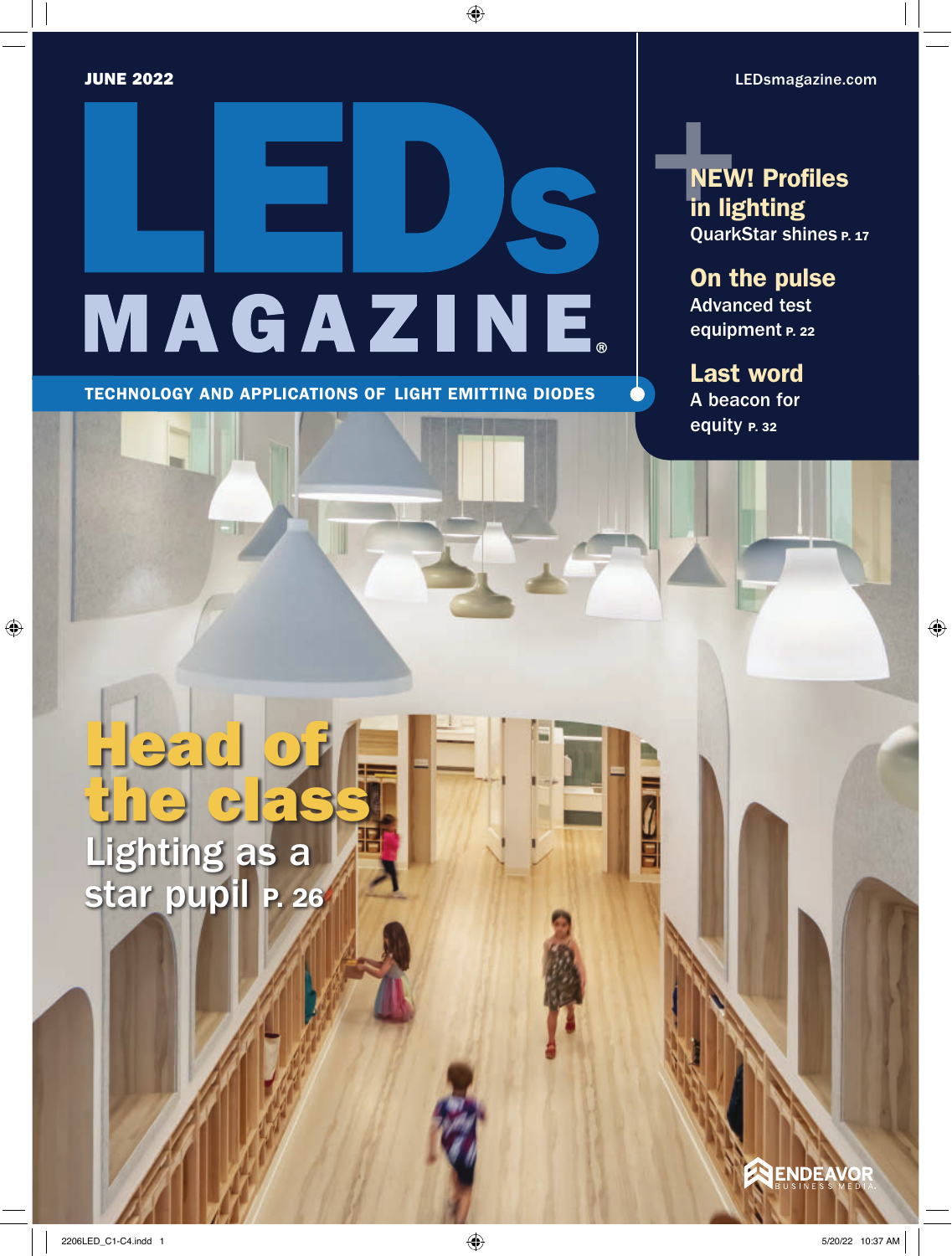JUNE 2022

LEDsmagazine.com

# LEDs MAGAZINE®

TECHNOLOGY AND APPLICATIONS OF LIGHT EMITTING DIODES

**+ NEW! Profiles in lighting**
QuarkStar shines P. 17

**On the pulse**
Advanced test equipment P. 22

**Last word**
A beacon for equity P. 32

## Head of the class

Lighting as a star pupil P. 26

ENDEAVOR BUSINESS MEDIA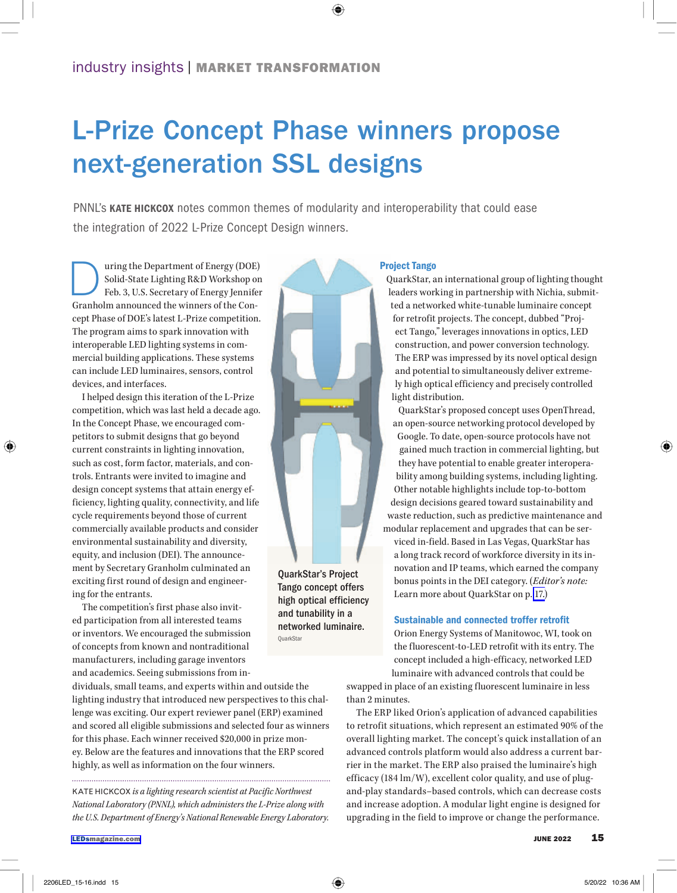industry insights | **MARKET TRANSFORMATION**

# L-Prize Concept Phase winners propose next-generation SSL designs

PNNL's **KATE HICKCOX** notes common themes of modularity and interoperability that could ease the integration of 2022 L-Prize Concept Design winners.

During the Department of Energy (DOE) Solid-State Lighting R&D Workshop on Feb. 3, U.S. Secretary of Energy Jennifer Granholm announced the winners of the Concept Phase of DOE's latest L-Prize competition. The program aims to spark innovation with interoperable LED lighting systems in commercial building applications. These systems can include LED luminaires, sensors, control devices, and interfaces.

I helped design this iteration of the L-Prize competition, which was last held a decade ago. In the Concept Phase, we encouraged competitors to submit designs that go beyond current constraints in lighting innovation, such as cost, form factor, materials, and controls. Entrants were invited to imagine and design concept systems that attain energy efficiency, lighting quality, connectivity, and life cycle requirements beyond those of current commercially available products and consider environmental sustainability and diversity, equity, and inclusion (DEI). The announcement by Secretary Granholm culminated an exciting first round of design and engineering for the entrants.

The competition's first phase also invited participation from all interested teams or inventors. We encouraged the submission of concepts from known and nontraditional manufacturers, including garage inventors and academics. Seeing submissions from individuals, small teams, and experts within and outside the lighting industry that introduced new perspectives to this challenge was exciting. Our expert reviewer panel (ERP) examined and scored all eligible submissions and selected four as winners for this phase. Each winner received $20,000 in prize money. Below are the features and innovations that the ERP scored highly, as well as information on the four winners.

KATE HICKCOX *is a lighting research scientist at Pacific Northwest National Laboratory (PNNL), which administers the L-Prize along with the U.S. Department of Energy's National Renewable Energy Laboratory.*

QuarkStar's Project Tango concept offers high optical efficiency and tunability in a networked luminaire.
QuarkStar

### Project Tango

QuarkStar, an international group of lighting thought leaders working in partnership with Nichia, submitted a networked white-tunable luminaire concept for retrofit projects. The concept, dubbed "Project Tango," leverages innovations in optics, LED construction, and power conversion technology. The ERP was impressed by its novel optical design and potential to simultaneously deliver extremely high optical efficiency and precisely controlled light distribution.

QuarkStar's proposed concept uses OpenThread, an open-source networking protocol developed by Google. To date, open-source protocols have not gained much traction in commercial lighting, but they have potential to enable greater interoperability among building systems, including lighting. Other notable highlights include top-to-bottom design decisions geared toward sustainability and waste reduction, such as predictive maintenance and modular replacement and upgrades that can be serviced in-field. Based in Las Vegas, QuarkStar has a long track record of workforce diversity in its innovation and IP teams, which earned the company bonus points in the DEI category. (*Editor's note:* Learn more about QuarkStar on p. 17.)

### Sustainable and connected troffer retrofit

Orion Energy Systems of Manitowoc, WI, took on the fluorescent-to-LED retrofit with its entry. The concept included a high-efficacy, networked LED luminaire with advanced controls that could be swapped in place of an existing fluorescent luminaire in less than 2 minutes.

The ERP liked Orion's application of advanced capabilities to retrofit situations, which represent an estimated 90% of the overall lighting market. The concept's quick installation of an advanced controls platform would also address a current barrier in the market. The ERP also praised the luminaire's high efficacy (184 lm/W), excellent color quality, and use of plug-and-play standards–based controls, which can decrease costs and increase adoption. A modular light engine is designed for upgrading in the field to improve or change the performance.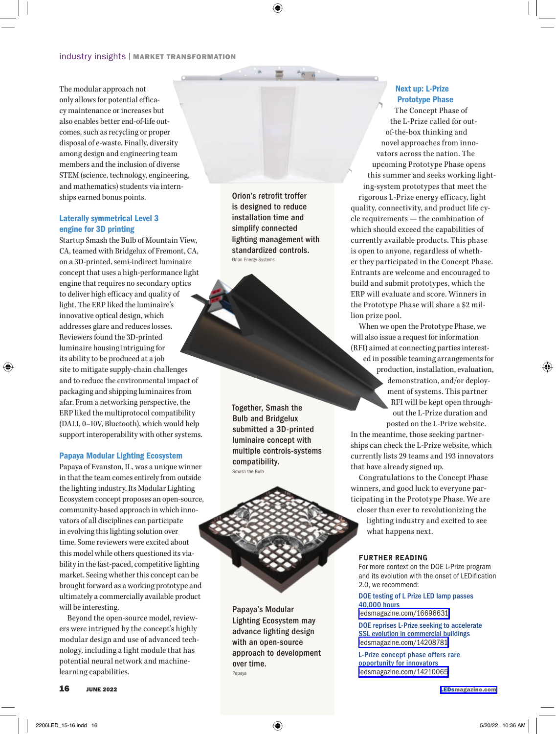The modular approach not only allows for potential efficacy maintenance or increases but also enables better end-of-life outcomes, such as recycling or proper disposal of e-waste. Finally, diversity among design and engineering team members and the inclusion of diverse STEM (science, technology, engineering, and mathematics) students via internships earned bonus points.

### Laterally symmetrical Level 3 engine for 3D printing

Startup Smash the Bulb of Mountain View, CA, teamed with Bridgelux of Fremont, CA, on a 3D-printed, semi-indirect luminaire concept that uses a high-performance light engine that requires no secondary optics to deliver high efficacy and quality of light. The ERP liked the luminaire's innovative optical design, which addresses glare and reduces losses. Reviewers found the 3D-printed luminaire housing intriguing for its ability to be produced at a job site to mitigate supply-chain challenges and to reduce the environmental impact of packaging and shipping luminaires from afar. From a networking perspective, the ERP liked the multiprotocol compatibility (DALI, 0–10V, Bluetooth), which would help support interoperability with other systems.

### Papaya Modular Lighting Ecosystem

Papaya of Evanston, IL, was a unique winner in that the team comes entirely from outside the lighting industry. Its Modular Lighting Ecosystem concept proposes an open-source, community-based approach in which innovators of all disciplines can participate in evolving this lighting solution over time. Some reviewers were excited about this model while others questioned its viability in the fast-paced, competitive lighting market. Seeing whether this concept can be brought forward as a working prototype and ultimately a commercially available product will be interesting.

Beyond the open-source model, reviewers were intrigued by the concept's highly modular design and use of advanced technology, including a light module that has potential neural network and machine-learning capabilities.

**Orion's retrofit troffer is designed to reduce installation time and simplify connected lighting management with standardized controls.**
Orion Energy Systems

**Together, Smash the Bulb and Bridgelux submitted a 3D-printed luminaire concept with multiple controls-systems compatibility.**
Smash the Bulb

**Papaya's Modular Lighting Ecosystem may advance lighting design with an open-source approach to development over time.**
Papaya

### Next up: L-Prize Prototype Phase

The Concept Phase of the L-Prize called for out-of-the-box thinking and novel approaches from innovators across the nation. The upcoming Prototype Phase opens this summer and seeks working lighting-system prototypes that meet the rigorous L-Prize energy efficacy, light quality, connectivity, and product life cycle requirements — the combination of which should exceed the capabilities of currently available products. This phase is open to anyone, regardless of whether they participated in the Concept Phase. Entrants are welcome and encouraged to build and submit prototypes, which the ERP will evaluate and score. Winners in the Prototype Phase will share a $2 million prize pool.

When we open the Prototype Phase, we will also issue a request for information (RFI) aimed at connecting parties interested in possible teaming arrangements for production, installation, evaluation, demonstration, and/or deployment of systems. This partner RFI will be kept open throughout the L-Prize duration and posted on the L-Prize website. In the meantime, those seeking partnerships can check the L-Prize website, which currently lists 29 teams and 193 innovators that have already signed up.

Congratulations to the Concept Phase winners, and good luck to everyone participating in the Prototype Phase. We are closer than ever to revolutionizing the lighting industry and excited to see what happens next.

### FURTHER READING

For more context on the DOE L-Prize program and its evolution with the onset of LEDification 2.0, we recommend:

DOE testing of L Prize LED lamp passes 40,000 hours
ledsmagazine.com/16696631

DOE reprises L-Prize seeking to accelerate SSL evolution in commercial buildings
ledsmagazine.com/14208781

L-Prize concept phase offers rare opportunity for innovators
ledsmagazine.com/14210065